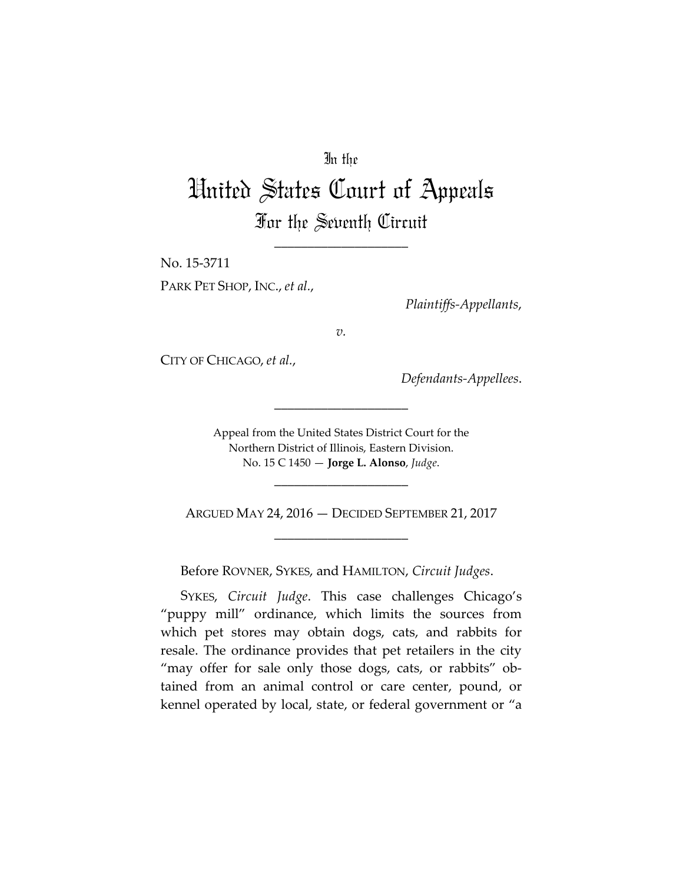In the

# United States Court of Appeals

## For the Seventh Circuit

---

No. 15-3711

PARK PET SHOP, INC., *et al.*,

*Plaintiffs-Appellants*,

*v.*

CITY OF CHICAGO, *et al.*,

*Defendants-Appellees*.

---

Appeal from the United States District Court for the Northern District of Illinois, Eastern Division.
No. 15 C 1450 — **Jorge L. Alonso**, *Judge*.

---

ARGUED MAY 24, 2016 — DECIDED SEPTEMBER 21, 2017

---

Before ROVNER, SYKES, and HAMILTON, *Circuit Judges*.

SYKES, *Circuit Judge*. This case challenges Chicago's "puppy mill" ordinance, which limits the sources from which pet stores may obtain dogs, cats, and rabbits for resale. The ordinance provides that pet retailers in the city "may offer for sale only those dogs, cats, or rabbits" obtained from an animal control or care center, pound, or kennel operated by local, state, or federal government or "a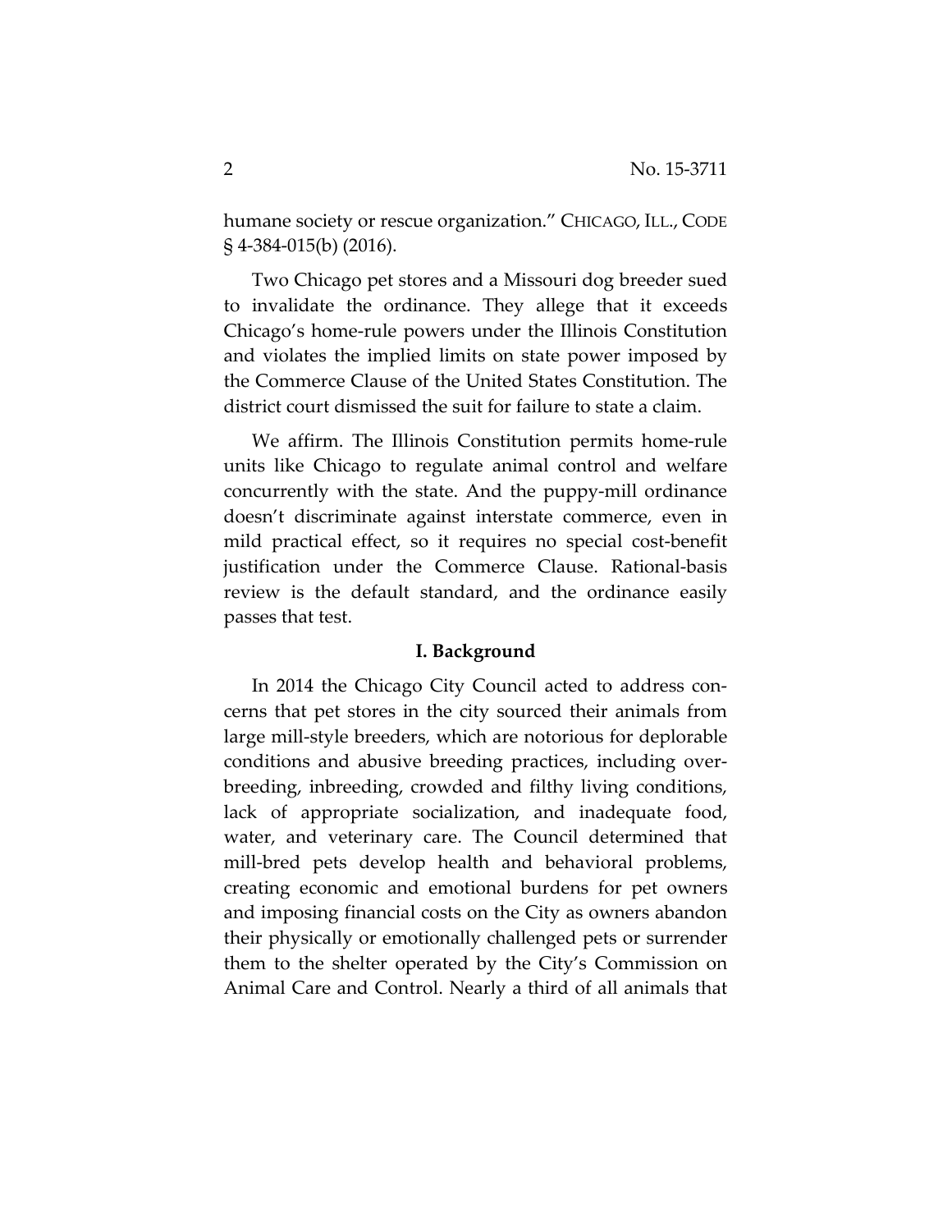humane society or rescue organization." CHICAGO, ILL., CODE § 4-384-015(b) (2016).

Two Chicago pet stores and a Missouri dog breeder sued to invalidate the ordinance. They allege that it exceeds Chicago's home-rule powers under the Illinois Constitution and violates the implied limits on state power imposed by the Commerce Clause of the United States Constitution. The district court dismissed the suit for failure to state a claim.

We affirm. The Illinois Constitution permits home-rule units like Chicago to regulate animal control and welfare concurrently with the state. And the puppy-mill ordinance doesn't discriminate against interstate commerce, even in mild practical effect, so it requires no special cost-benefit justification under the Commerce Clause. Rational-basis review is the default standard, and the ordinance easily passes that test.

## I. Background

In 2014 the Chicago City Council acted to address concerns that pet stores in the city sourced their animals from large mill-style breeders, which are notorious for deplorable conditions and abusive breeding practices, including overbreeding, inbreeding, crowded and filthy living conditions, lack of appropriate socialization, and inadequate food, water, and veterinary care. The Council determined that mill-bred pets develop health and behavioral problems, creating economic and emotional burdens for pet owners and imposing financial costs on the City as owners abandon their physically or emotionally challenged pets or surrender them to the shelter operated by the City's Commission on Animal Care and Control. Nearly a third of all animals that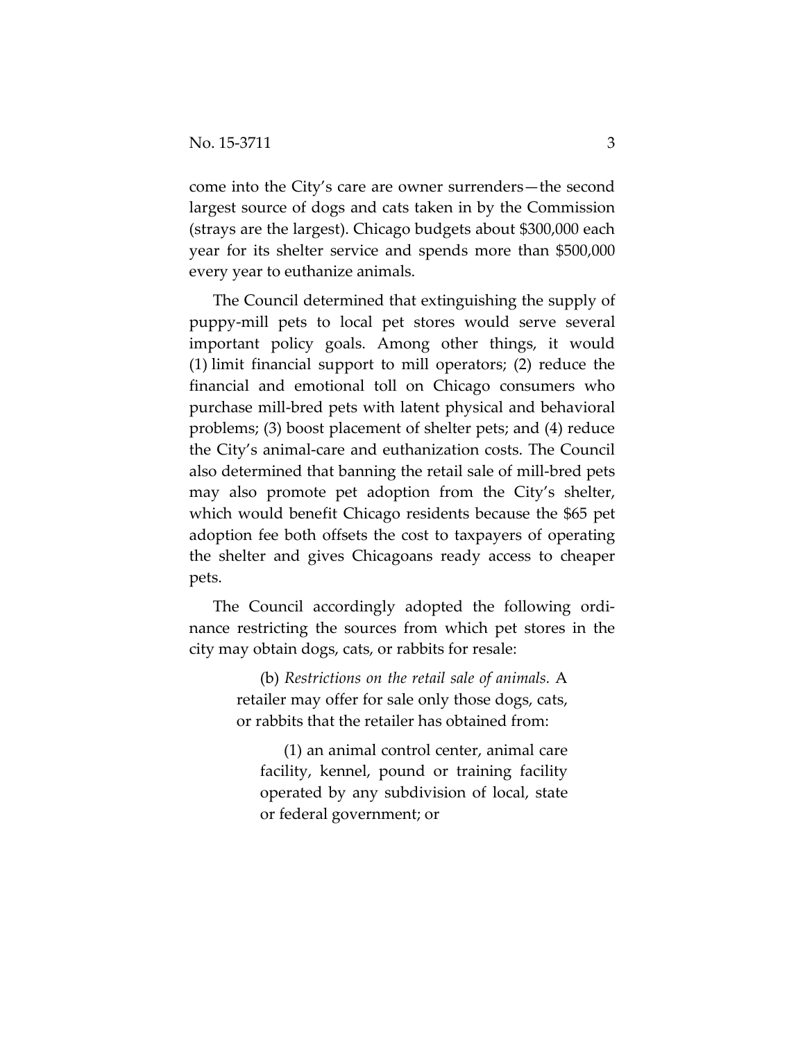come into the City's care are owner surrenders—the second largest source of dogs and cats taken in by the Commission (strays are the largest). Chicago budgets about $300,000 each year for its shelter service and spends more than $500,000 every year to euthanize animals.

The Council determined that extinguishing the supply of puppy-mill pets to local pet stores would serve several important policy goals. Among other things, it would (1) limit financial support to mill operators; (2) reduce the financial and emotional toll on Chicago consumers who purchase mill-bred pets with latent physical and behavioral problems; (3) boost placement of shelter pets; and (4) reduce the City's animal-care and euthanization costs. The Council also determined that banning the retail sale of mill-bred pets may also promote pet adoption from the City's shelter, which would benefit Chicago residents because the $65 pet adoption fee both offsets the cost to taxpayers of operating the shelter and gives Chicagoans ready access to cheaper pets.

The Council accordingly adopted the following ordinance restricting the sources from which pet stores in the city may obtain dogs, cats, or rabbits for resale:

> (b) *Restrictions on the retail sale of animals.* A retailer may offer for sale only those dogs, cats, or rabbits that the retailer has obtained from:
>
> > (1) an animal control center, animal care facility, kennel, pound or training facility operated by any subdivision of local, state or federal government; or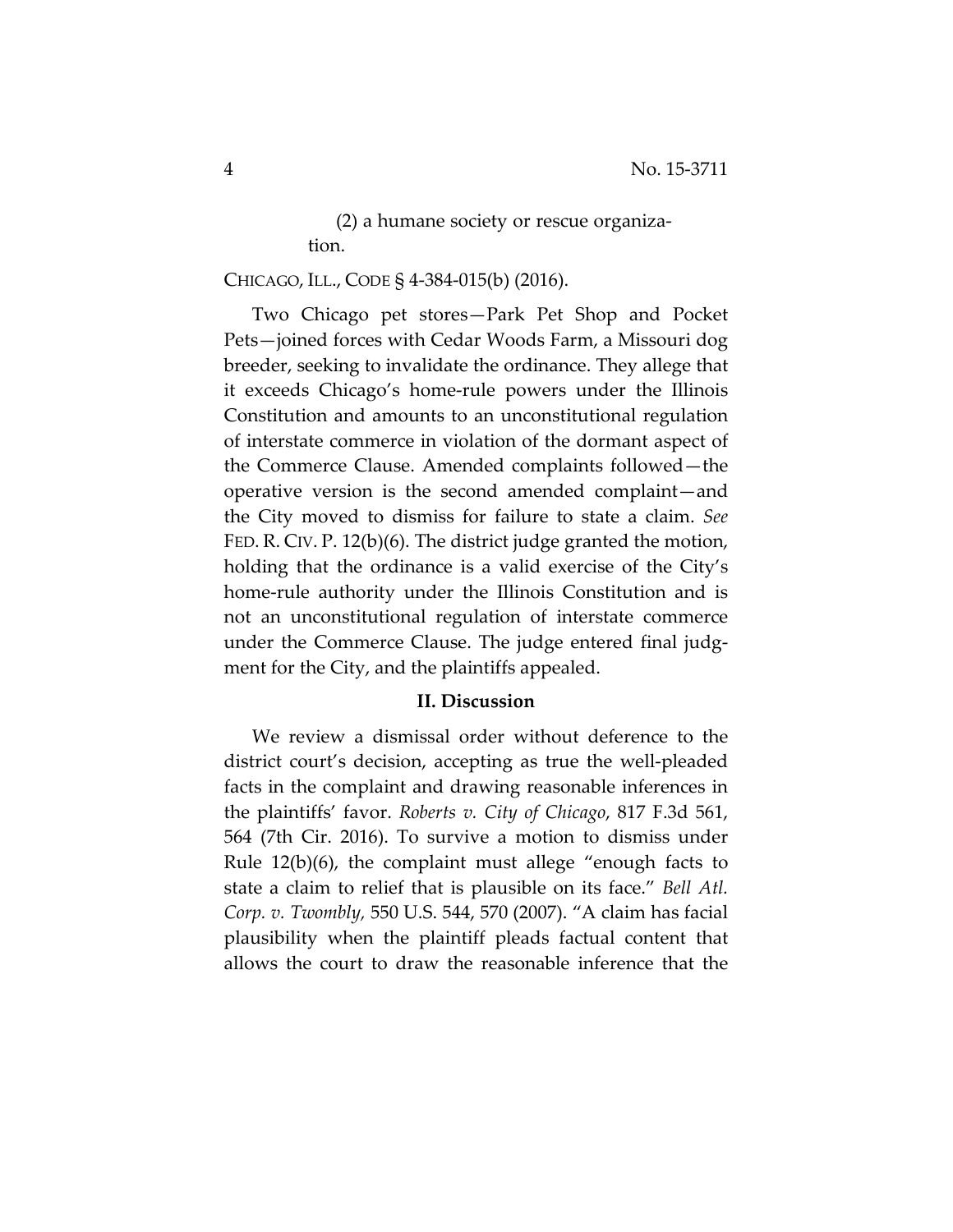(2) a humane society or rescue organization.

CHICAGO, ILL., CODE § 4-384-015(b) (2016).

Two Chicago pet stores—Park Pet Shop and Pocket Pets—joined forces with Cedar Woods Farm, a Missouri dog breeder, seeking to invalidate the ordinance. They allege that it exceeds Chicago's home-rule powers under the Illinois Constitution and amounts to an unconstitutional regulation of interstate commerce in violation of the dormant aspect of the Commerce Clause. Amended complaints followed—the operative version is the second amended complaint—and the City moved to dismiss for failure to state a claim. *See* FED. R. CIV. P. 12(b)(6). The district judge granted the motion, holding that the ordinance is a valid exercise of the City's home-rule authority under the Illinois Constitution and is not an unconstitutional regulation of interstate commerce under the Commerce Clause. The judge entered final judgment for the City, and the plaintiffs appealed.

## II. Discussion

We review a dismissal order without deference to the district court's decision, accepting as true the well-pleaded facts in the complaint and drawing reasonable inferences in the plaintiffs' favor. *Roberts v. City of Chicago*, 817 F.3d 561, 564 (7th Cir. 2016). To survive a motion to dismiss under Rule 12(b)(6), the complaint must allege "enough facts to state a claim to relief that is plausible on its face." *Bell Atl. Corp. v. Twombly,* 550 U.S. 544, 570 (2007). "A claim has facial plausibility when the plaintiff pleads factual content that allows the court to draw the reasonable inference that the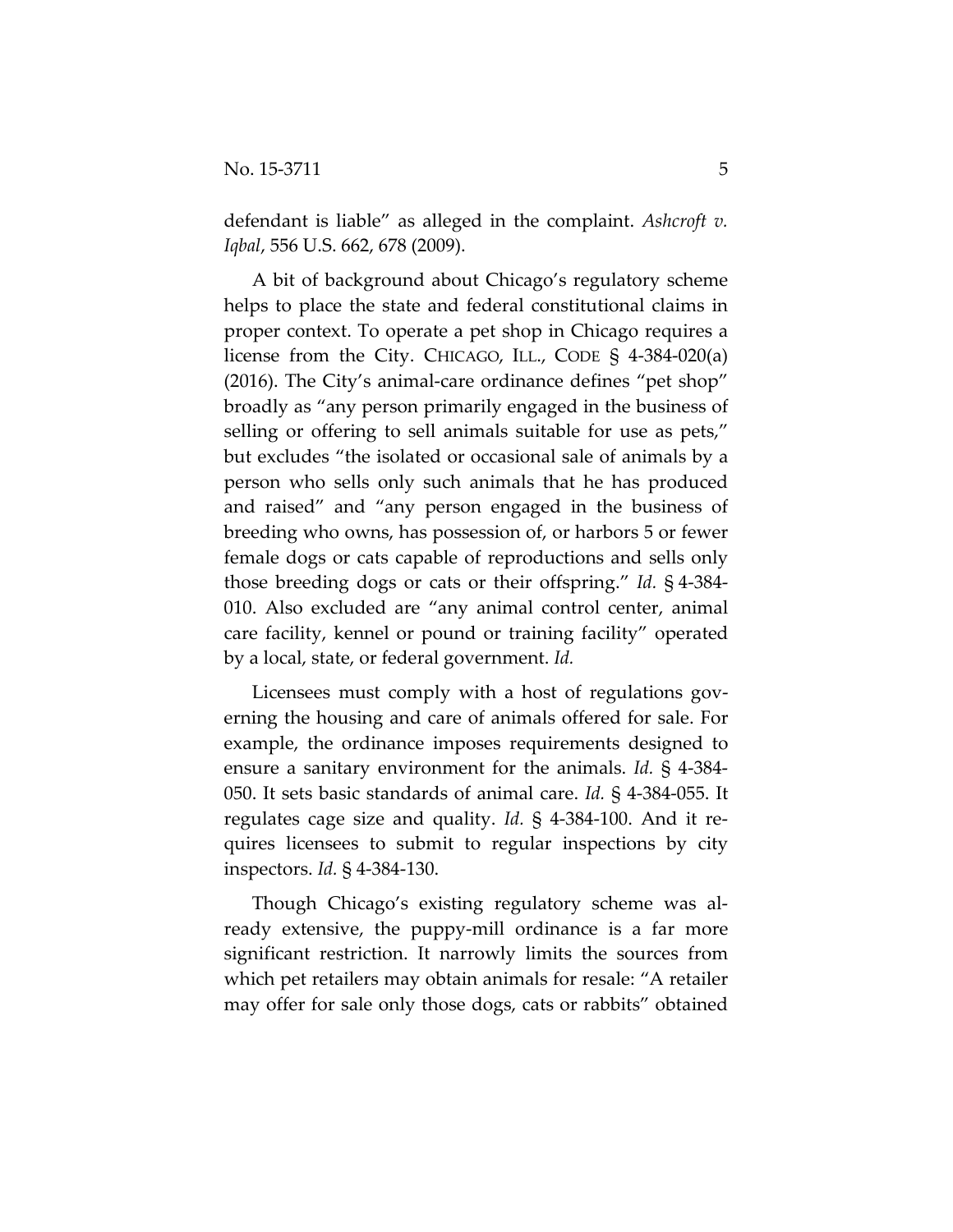defendant is liable" as alleged in the complaint. *Ashcroft v. Iqbal*, 556 U.S. 662, 678 (2009).

A bit of background about Chicago's regulatory scheme helps to place the state and federal constitutional claims in proper context. To operate a pet shop in Chicago requires a license from the City. CHICAGO, ILL., CODE § 4-384-020(a) (2016). The City's animal-care ordinance defines "pet shop" broadly as "any person primarily engaged in the business of selling or offering to sell animals suitable for use as pets," but excludes "the isolated or occasional sale of animals by a person who sells only such animals that he has produced and raised" and "any person engaged in the business of breeding who owns, has possession of, or harbors 5 or fewer female dogs or cats capable of reproductions and sells only those breeding dogs or cats or their offspring." *Id.* § 4-384-010. Also excluded are "any animal control center, animal care facility, kennel or pound or training facility" operated by a local, state, or federal government. *Id.*

Licensees must comply with a host of regulations governing the housing and care of animals offered for sale. For example, the ordinance imposes requirements designed to ensure a sanitary environment for the animals. *Id.* § 4-384-050. It sets basic standards of animal care. *Id.* § 4-384-055. It regulates cage size and quality. *Id.* § 4-384-100. And it requires licensees to submit to regular inspections by city inspectors. *Id.* § 4-384-130.

Though Chicago's existing regulatory scheme was already extensive, the puppy-mill ordinance is a far more significant restriction. It narrowly limits the sources from which pet retailers may obtain animals for resale: "A retailer may offer for sale only those dogs, cats or rabbits" obtained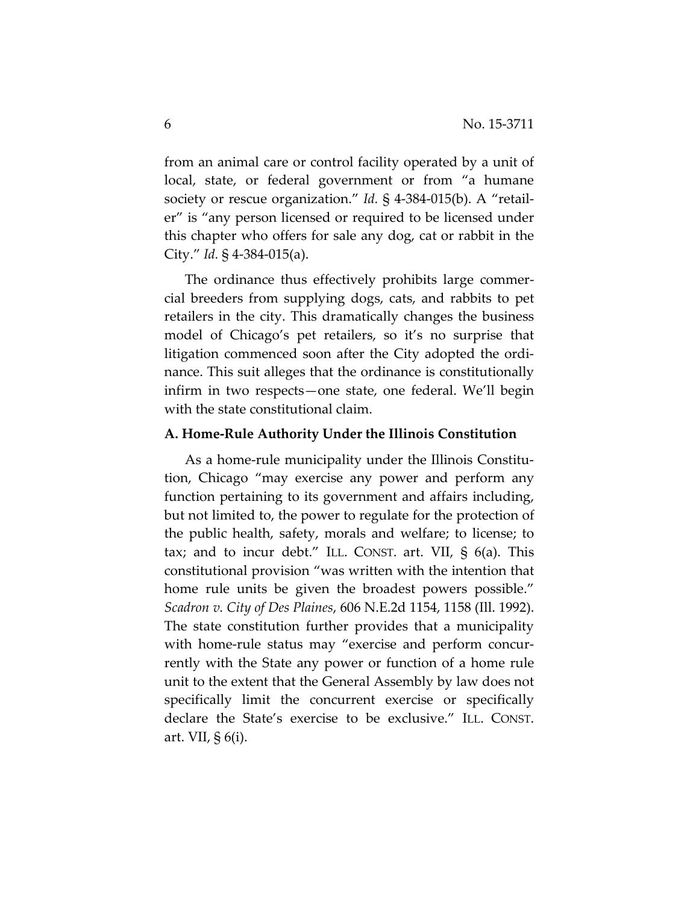from an animal care or control facility operated by a unit of local, state, or federal government or from "a humane society or rescue organization." *Id.* § 4-384-015(b). A "retailer" is "any person licensed or required to be licensed under this chapter who offers for sale any dog, cat or rabbit in the City." *Id.* § 4-384-015(a).

The ordinance thus effectively prohibits large commercial breeders from supplying dogs, cats, and rabbits to pet retailers in the city. This dramatically changes the business model of Chicago's pet retailers, so it's no surprise that litigation commenced soon after the City adopted the ordinance. This suit alleges that the ordinance is constitutionally infirm in two respects—one state, one federal. We'll begin with the state constitutional claim.

**A. Home-Rule Authority Under the Illinois Constitution**

As a home-rule municipality under the Illinois Constitution, Chicago "may exercise any power and perform any function pertaining to its government and affairs including, but not limited to, the power to regulate for the protection of the public health, safety, morals and welfare; to license; to tax; and to incur debt." ILL. CONST. art. VII, § 6(a). This constitutional provision "was written with the intention that home rule units be given the broadest powers possible." *Scadron v. City of Des Plaines*, 606 N.E.2d 1154, 1158 (Ill. 1992). The state constitution further provides that a municipality with home-rule status may "exercise and perform concurrently with the State any power or function of a home rule unit to the extent that the General Assembly by law does not specifically limit the concurrent exercise or specifically declare the State's exercise to be exclusive." ILL. CONST. art. VII, § 6(i).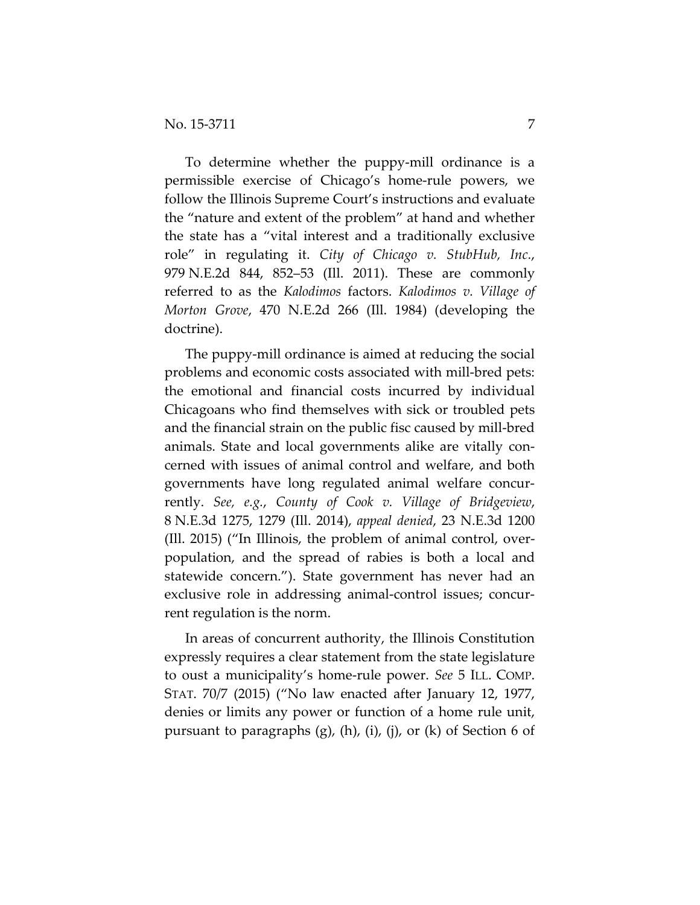To determine whether the puppy-mill ordinance is a permissible exercise of Chicago's home-rule powers, we follow the Illinois Supreme Court's instructions and evaluate the "nature and extent of the problem" at hand and whether the state has a "vital interest and a traditionally exclusive role" in regulating it. *City of Chicago v. StubHub, Inc.*, 979 N.E.2d 844, 852–53 (Ill. 2011). These are commonly referred to as the *Kalodimos* factors. *Kalodimos v. Village of Morton Grove*, 470 N.E.2d 266 (Ill. 1984) (developing the doctrine).

The puppy-mill ordinance is aimed at reducing the social problems and economic costs associated with mill-bred pets: the emotional and financial costs incurred by individual Chicagoans who find themselves with sick or troubled pets and the financial strain on the public fisc caused by mill-bred animals. State and local governments alike are vitally concerned with issues of animal control and welfare, and both governments have long regulated animal welfare concurrently. *See, e.g.*, *County of Cook v. Village of Bridgeview*, 8 N.E.3d 1275, 1279 (Ill. 2014), *appeal denied*, 23 N.E.3d 1200 (Ill. 2015) ("In Illinois, the problem of animal control, overpopulation, and the spread of rabies is both a local and statewide concern."). State government has never had an exclusive role in addressing animal-control issues; concurrent regulation is the norm.

In areas of concurrent authority, the Illinois Constitution expressly requires a clear statement from the state legislature to oust a municipality's home-rule power. *See* 5 ILL. COMP. STAT. 70/7 (2015) ("No law enacted after January 12, 1977, denies or limits any power or function of a home rule unit, pursuant to paragraphs (g), (h), (i), (j), or (k) of Section 6 of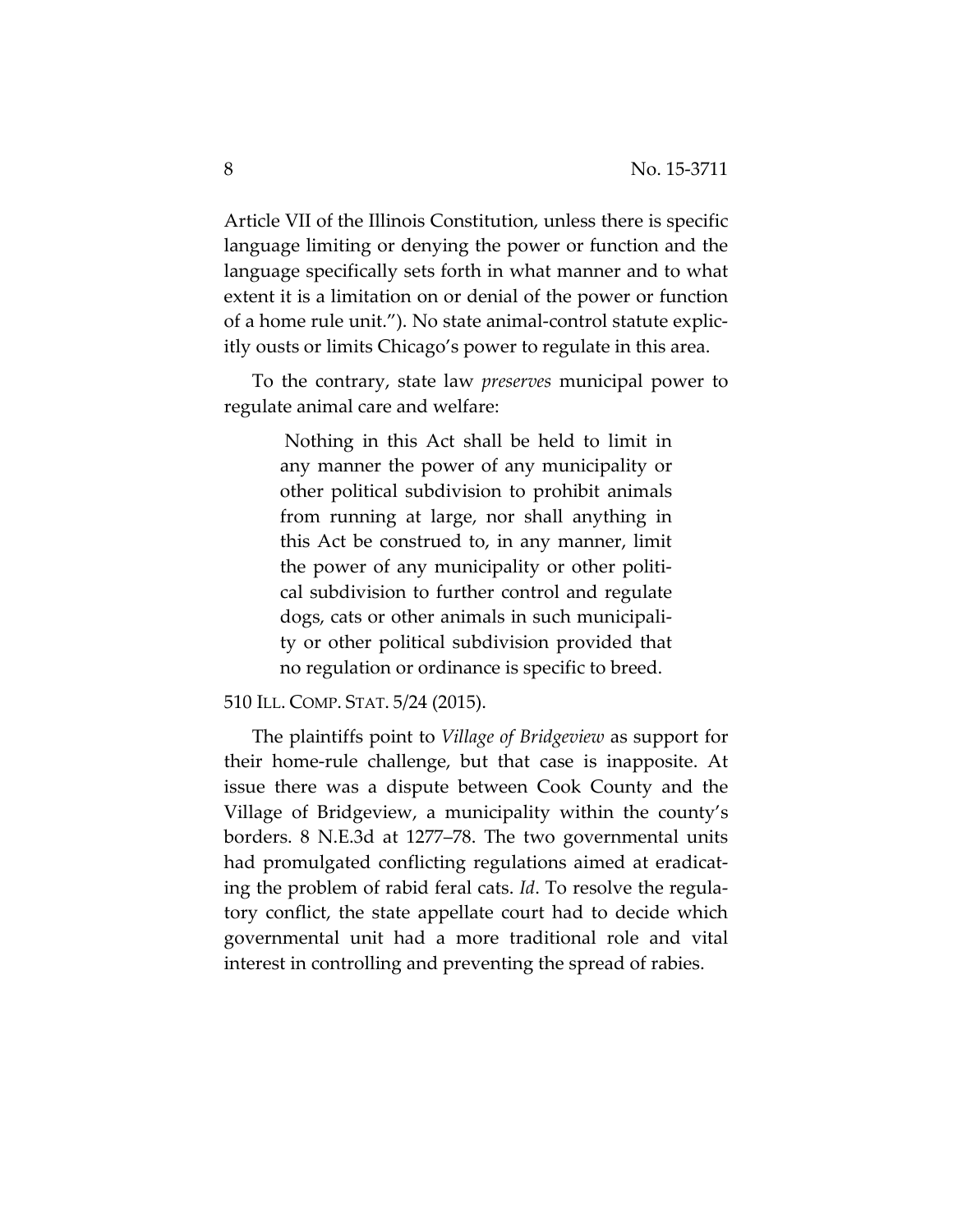Article VII of the Illinois Constitution, unless there is specific language limiting or denying the power or function and the language specifically sets forth in what manner and to what extent it is a limitation on or denial of the power or function of a home rule unit."). No state animal-control statute explicitly ousts or limits Chicago's power to regulate in this area.

To the contrary, state law *preserves* municipal power to regulate animal care and welfare:

> Nothing in this Act shall be held to limit in any manner the power of any municipality or other political subdivision to prohibit animals from running at large, nor shall anything in this Act be construed to, in any manner, limit the power of any municipality or other political subdivision to further control and regulate dogs, cats or other animals in such municipality or other political subdivision provided that no regulation or ordinance is specific to breed.

510 ILL. COMP. STAT. 5/24 (2015).

The plaintiffs point to *Village of Bridgeview* as support for their home-rule challenge, but that case is inapposite. At issue there was a dispute between Cook County and the Village of Bridgeview, a municipality within the county's borders. 8 N.E.3d at 1277–78. The two governmental units had promulgated conflicting regulations aimed at eradicating the problem of rabid feral cats. *Id*. To resolve the regulatory conflict, the state appellate court had to decide which governmental unit had a more traditional role and vital interest in controlling and preventing the spread of rabies.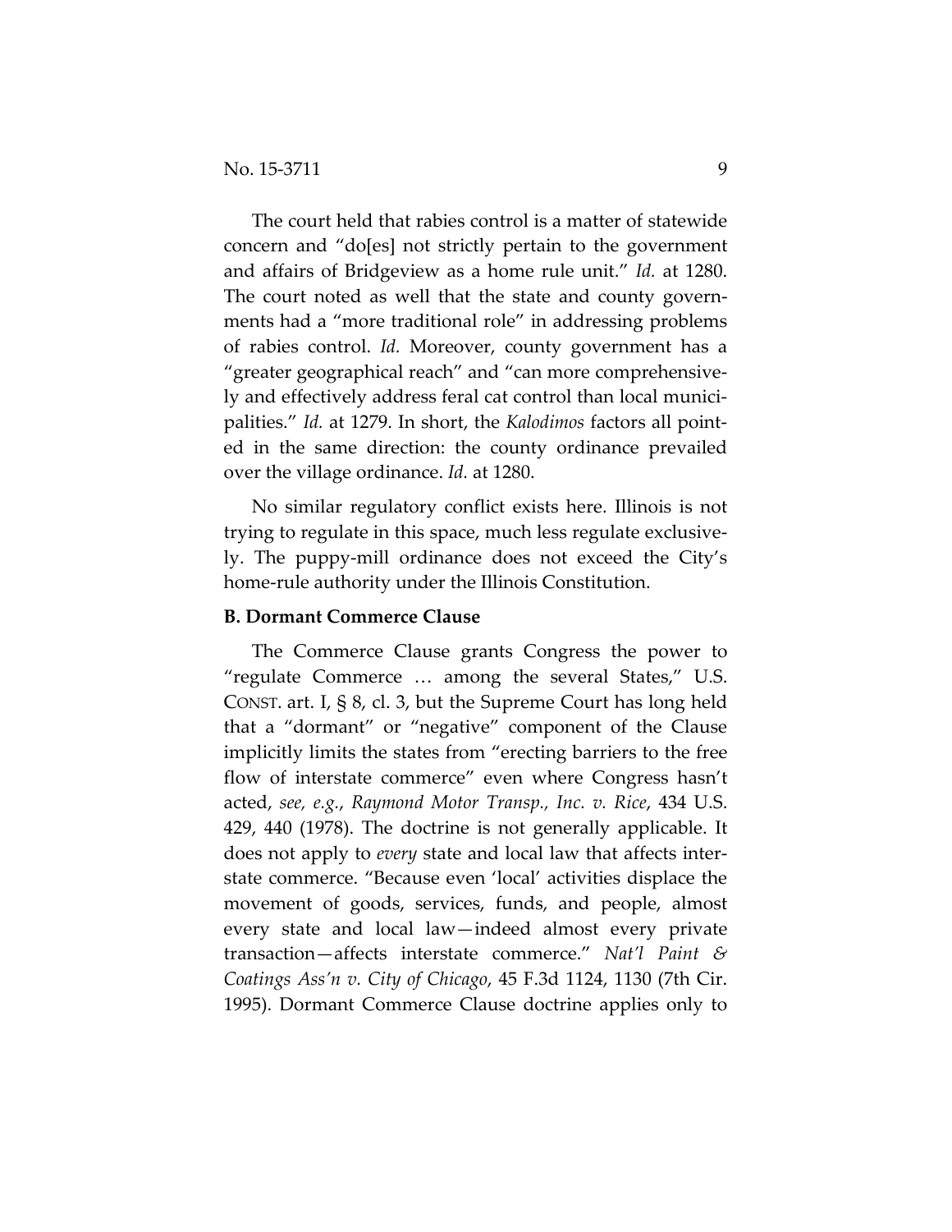The court held that rabies control is a matter of statewide concern and "do[es] not strictly pertain to the government and affairs of Bridgeview as a home rule unit." *Id.* at 1280. The court noted as well that the state and county governments had a "more traditional role" in addressing problems of rabies control. *Id.* Moreover, county government has a "greater geographical reach" and "can more comprehensively and effectively address feral cat control than local municipalities." *Id.* at 1279. In short, the *Kalodimos* factors all pointed in the same direction: the county ordinance prevailed over the village ordinance. *Id.* at 1280.

No similar regulatory conflict exists here. Illinois is not trying to regulate in this space, much less regulate exclusively. The puppy-mill ordinance does not exceed the City's home-rule authority under the Illinois Constitution.

**B. Dormant Commerce Clause**

The Commerce Clause grants Congress the power to "regulate Commerce … among the several States," U.S. CONST. art. I, § 8, cl. 3, but the Supreme Court has long held that a "dormant" or "negative" component of the Clause implicitly limits the states from "erecting barriers to the free flow of interstate commerce" even where Congress hasn't acted, *see, e.g.*, *Raymond Motor Transp., Inc. v. Rice*, 434 U.S. 429, 440 (1978). The doctrine is not generally applicable. It does not apply to *every* state and local law that affects interstate commerce. "Because even 'local' activities displace the movement of goods, services, funds, and people, almost every state and local law—indeed almost every private transaction—affects interstate commerce." *Nat'l Paint & Coatings Ass'n v. City of Chicago*, 45 F.3d 1124, 1130 (7th Cir. 1995). Dormant Commerce Clause doctrine applies only to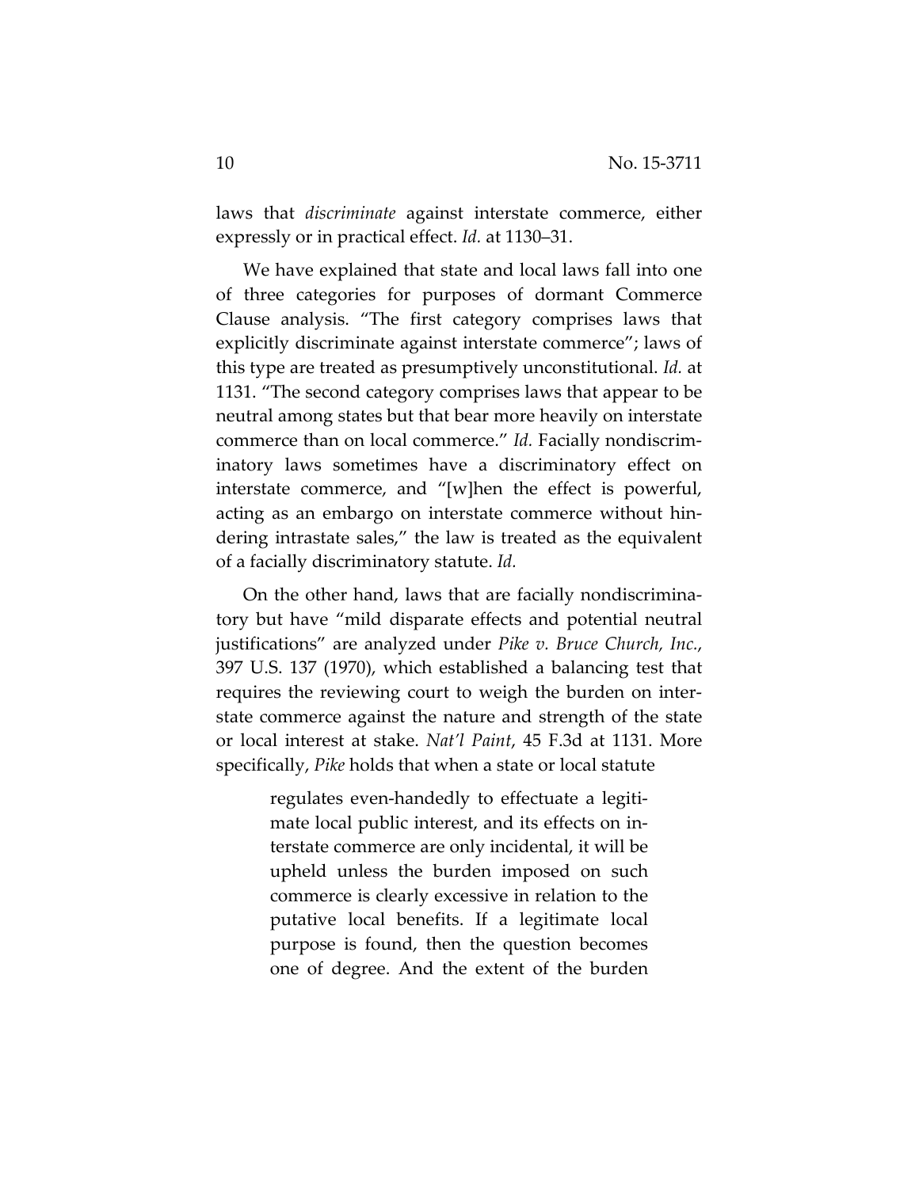laws that *discriminate* against interstate commerce, either expressly or in practical effect. *Id.* at 1130–31.

We have explained that state and local laws fall into one of three categories for purposes of dormant Commerce Clause analysis. "The first category comprises laws that explicitly discriminate against interstate commerce"; laws of this type are treated as presumptively unconstitutional. *Id.* at 1131. "The second category comprises laws that appear to be neutral among states but that bear more heavily on interstate commerce than on local commerce." *Id.* Facially nondiscriminatory laws sometimes have a discriminatory effect on interstate commerce, and "[w]hen the effect is powerful, acting as an embargo on interstate commerce without hindering intrastate sales," the law is treated as the equivalent of a facially discriminatory statute. *Id.*

On the other hand, laws that are facially nondiscriminatory but have "mild disparate effects and potential neutral justifications" are analyzed under *Pike v. Bruce Church, Inc.*, 397 U.S. 137 (1970), which established a balancing test that requires the reviewing court to weigh the burden on interstate commerce against the nature and strength of the state or local interest at stake. *Nat'l Paint*, 45 F.3d at 1131. More specifically, *Pike* holds that when a state or local statute

> regulates even-handedly to effectuate a legitimate local public interest, and its effects on interstate commerce are only incidental, it will be upheld unless the burden imposed on such commerce is clearly excessive in relation to the putative local benefits. If a legitimate local purpose is found, then the question becomes one of degree. And the extent of the burden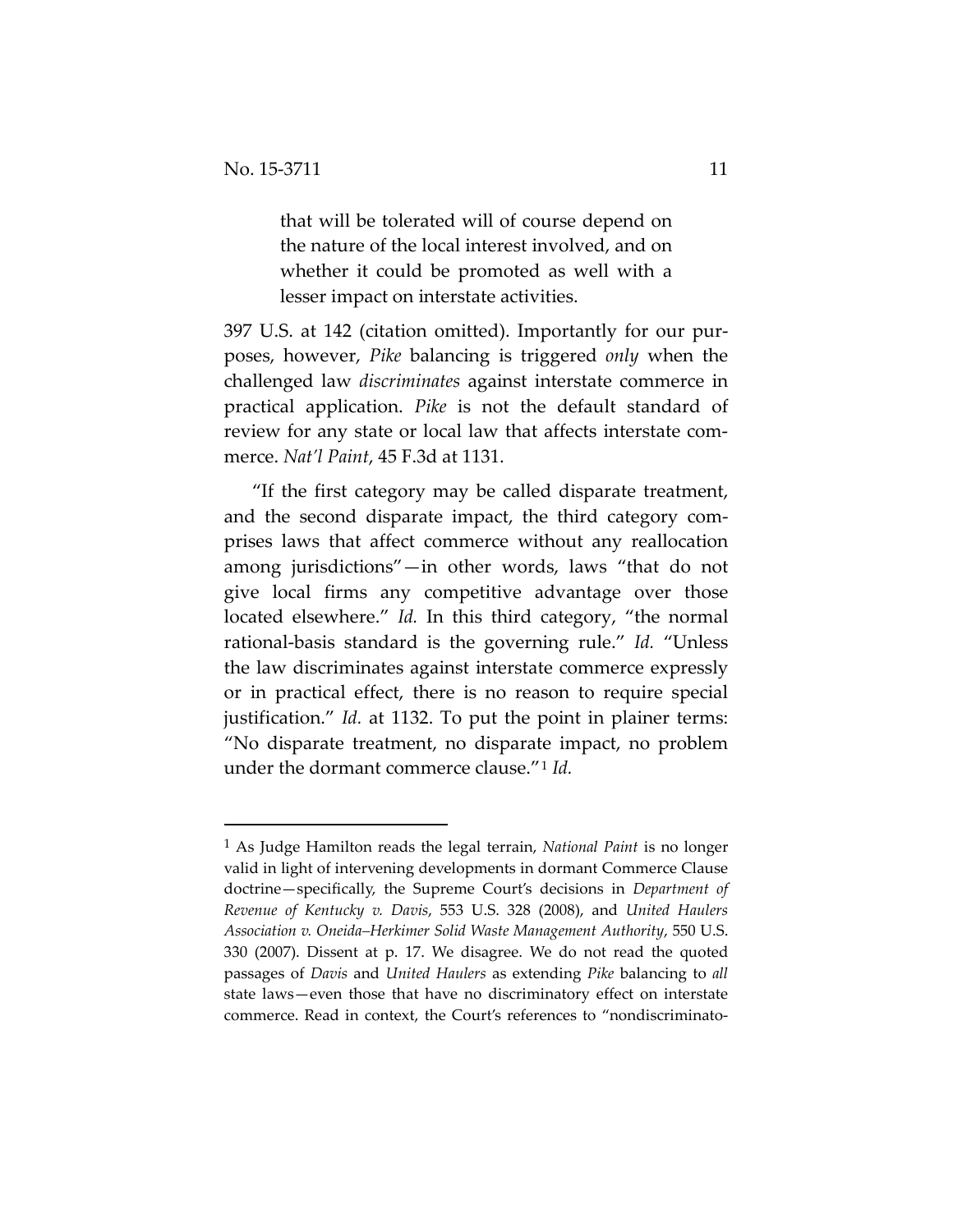> that will be tolerated will of course depend on the nature of the local interest involved, and on whether it could be promoted as well with a lesser impact on interstate activities.

397 U.S. at 142 (citation omitted). Importantly for our purposes, however, *Pike* balancing is triggered *only* when the challenged law *discriminates* against interstate commerce in practical application. *Pike* is not the default standard of review for any state or local law that affects interstate commerce. *Nat'l Paint*, 45 F.3d at 1131.

"If the first category may be called disparate treatment, and the second disparate impact, the third category comprises laws that affect commerce without any reallocation among jurisdictions"—in other words, laws "that do not give local firms any competitive advantage over those located elsewhere." *Id.* In this third category, "the normal rational-basis standard is the governing rule." *Id.* "Unless the law discriminates against interstate commerce expressly or in practical effect, there is no reason to require special justification." *Id.* at 1132. To put the point in plainer terms: "No disparate treatment, no disparate impact, no problem under the dormant commerce clause."[1] *Id.*

---

[1] As Judge Hamilton reads the legal terrain, *National Paint* is no longer valid in light of intervening developments in dormant Commerce Clause doctrine—specifically, the Supreme Court's decisions in *Department of Revenue of Kentucky v. Davis*, 553 U.S. 328 (2008), and *United Haulers Association v. Oneida–Herkimer Solid Waste Management Authority*, 550 U.S. 330 (2007). Dissent at p. 17. We disagree. We do not read the quoted passages of *Davis* and *United Haulers* as extending *Pike* balancing to *all* state laws—even those that have no discriminatory effect on interstate commerce. Read in context, the Court's references to "nondiscriminato-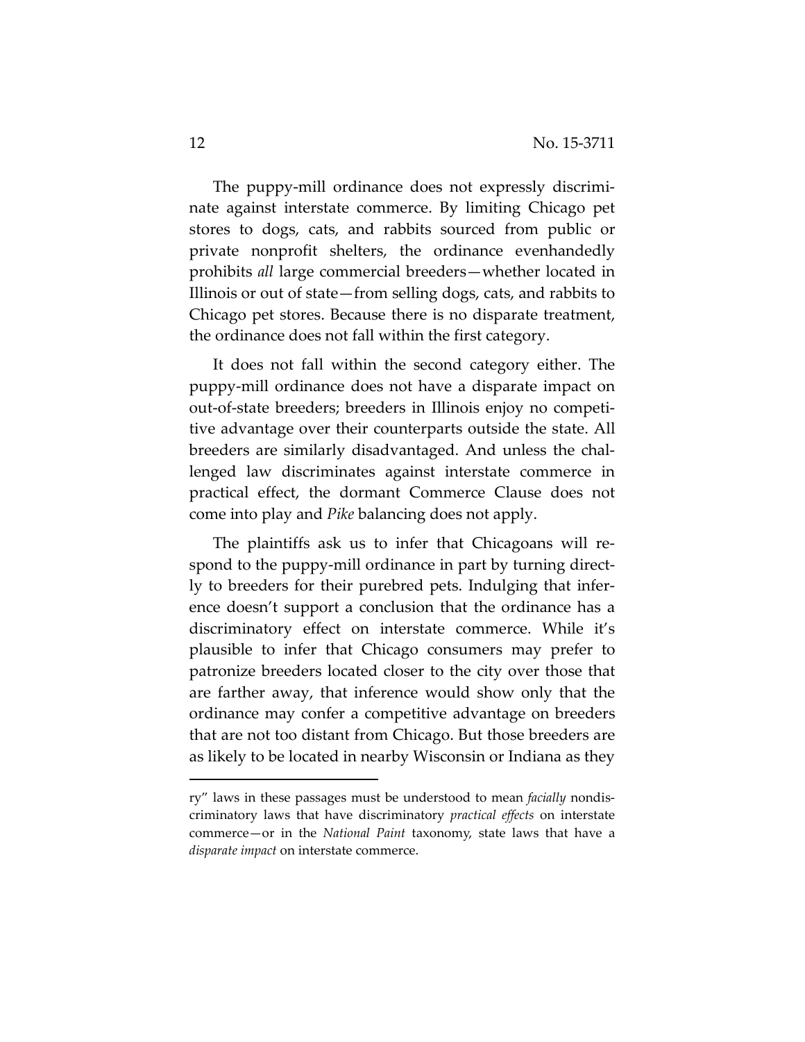The puppy-mill ordinance does not expressly discriminate against interstate commerce. By limiting Chicago pet stores to dogs, cats, and rabbits sourced from public or private nonprofit shelters, the ordinance evenhandedly prohibits *all* large commercial breeders—whether located in Illinois or out of state—from selling dogs, cats, and rabbits to Chicago pet stores. Because there is no disparate treatment, the ordinance does not fall within the first category.

It does not fall within the second category either. The puppy-mill ordinance does not have a disparate impact on out-of-state breeders; breeders in Illinois enjoy no competitive advantage over their counterparts outside the state. All breeders are similarly disadvantaged. And unless the challenged law discriminates against interstate commerce in practical effect, the dormant Commerce Clause does not come into play and *Pike* balancing does not apply.

The plaintiffs ask us to infer that Chicagoans will respond to the puppy-mill ordinance in part by turning directly to breeders for their purebred pets. Indulging that inference doesn't support a conclusion that the ordinance has a discriminatory effect on interstate commerce. While it's plausible to infer that Chicago consumers may prefer to patronize breeders located closer to the city over those that are farther away, that inference would show only that the ordinance may confer a competitive advantage on breeders that are not too distant from Chicago. But those breeders are as likely to be located in nearby Wisconsin or Indiana as they

---

ry" laws in these passages must be understood to mean *facially* nondiscriminatory laws that have discriminatory *practical effects* on interstate commerce—or in the *National Paint* taxonomy, state laws that have a *disparate impact* on interstate commerce.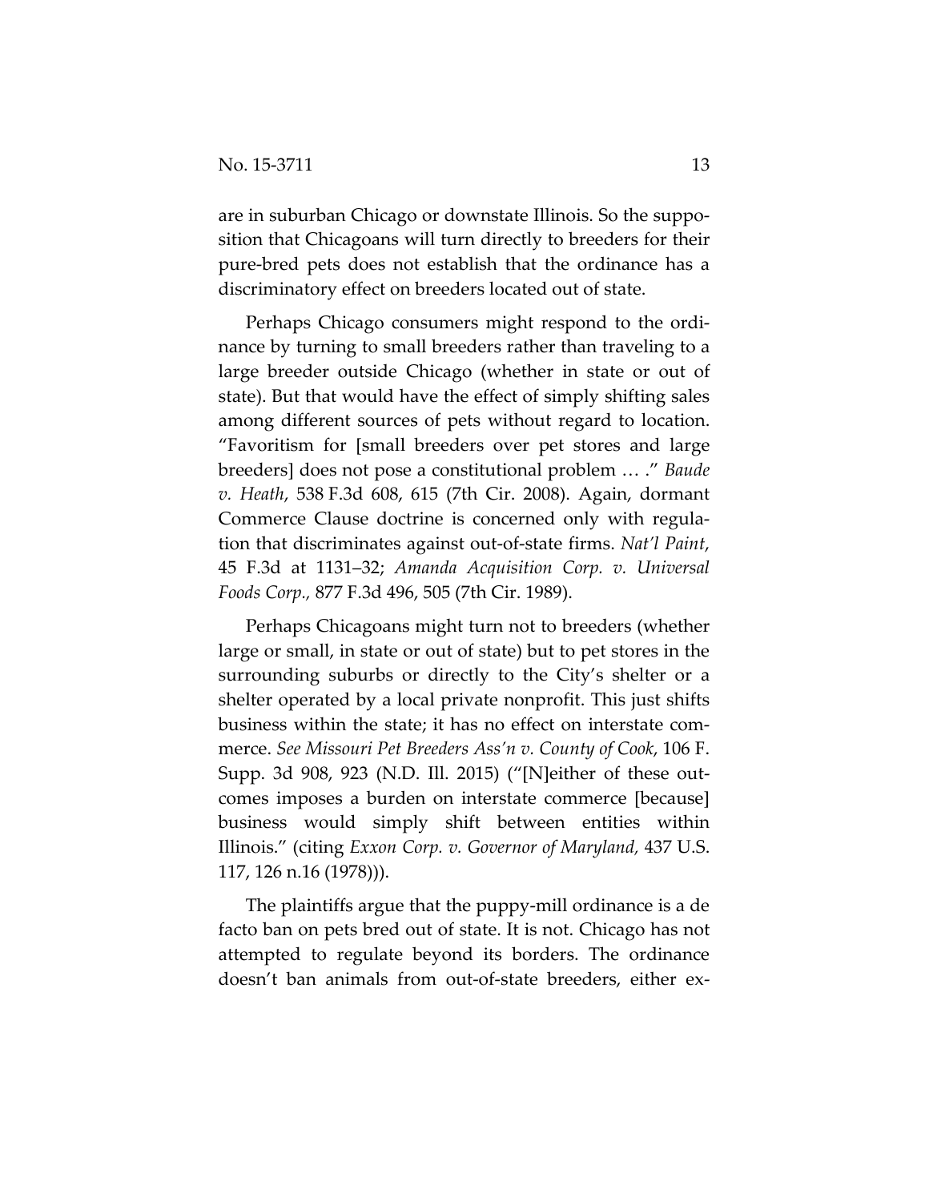are in suburban Chicago or downstate Illinois. So the supposition that Chicagoans will turn directly to breeders for their pure-bred pets does not establish that the ordinance has a discriminatory effect on breeders located out of state.

Perhaps Chicago consumers might respond to the ordinance by turning to small breeders rather than traveling to a large breeder outside Chicago (whether in state or out of state). But that would have the effect of simply shifting sales among different sources of pets without regard to location. "Favoritism for [small breeders over pet stores and large breeders] does not pose a constitutional problem … ." *Baude v. Heath*, 538 F.3d 608, 615 (7th Cir. 2008). Again, dormant Commerce Clause doctrine is concerned only with regulation that discriminates against out-of-state firms. *Nat'l Paint*, 45 F.3d at 1131–32; *Amanda Acquisition Corp. v. Universal Foods Corp.*, 877 F.3d 496, 505 (7th Cir. 1989).

Perhaps Chicagoans might turn not to breeders (whether large or small, in state or out of state) but to pet stores in the surrounding suburbs or directly to the City's shelter or a shelter operated by a local private nonprofit. This just shifts business within the state; it has no effect on interstate commerce. *See Missouri Pet Breeders Ass'n v. County of Cook*, 106 F. Supp. 3d 908, 923 (N.D. Ill. 2015) ("[N]either of these outcomes imposes a burden on interstate commerce [because] business would simply shift between entities within Illinois." (citing *Exxon Corp. v. Governor of Maryland*, 437 U.S. 117, 126 n.16 (1978))).

The plaintiffs argue that the puppy-mill ordinance is a de facto ban on pets bred out of state. It is not. Chicago has not attempted to regulate beyond its borders. The ordinance doesn't ban animals from out-of-state breeders, either ex-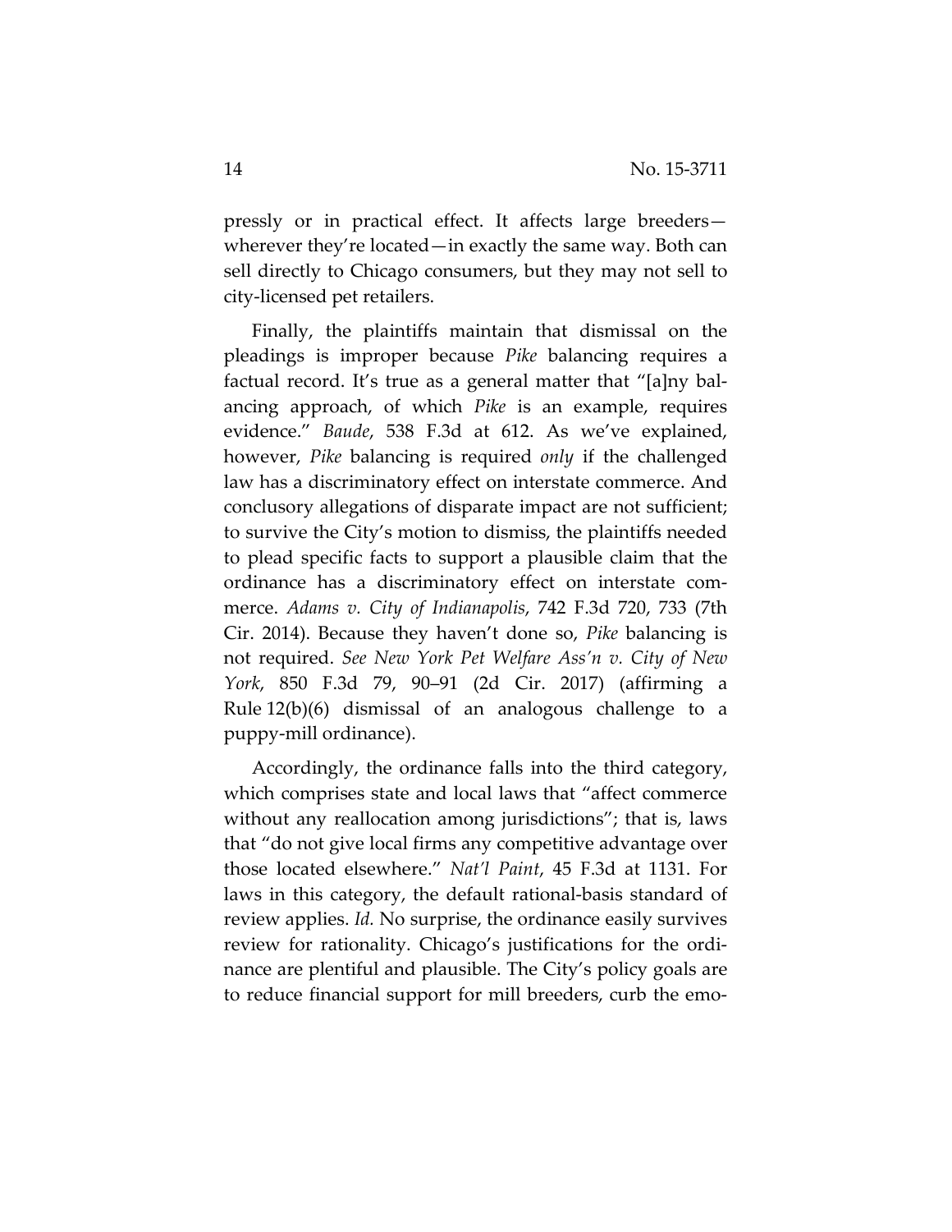pressly or in practical effect. It affects large breeders—wherever they're located—in exactly the same way. Both can sell directly to Chicago consumers, but they may not sell to city-licensed pet retailers.

Finally, the plaintiffs maintain that dismissal on the pleadings is improper because *Pike* balancing requires a factual record. It's true as a general matter that "[a]ny balancing approach, of which *Pike* is an example, requires evidence." *Baude*, 538 F.3d at 612. As we've explained, however, *Pike* balancing is required *only* if the challenged law has a discriminatory effect on interstate commerce. And conclusory allegations of disparate impact are not sufficient; to survive the City's motion to dismiss, the plaintiffs needed to plead specific facts to support a plausible claim that the ordinance has a discriminatory effect on interstate commerce. *Adams v. City of Indianapolis*, 742 F.3d 720, 733 (7th Cir. 2014). Because they haven't done so, *Pike* balancing is not required. *See New York Pet Welfare Ass'n v. City of New York*, 850 F.3d 79, 90–91 (2d Cir. 2017) (affirming a Rule 12(b)(6) dismissal of an analogous challenge to a puppy-mill ordinance).

Accordingly, the ordinance falls into the third category, which comprises state and local laws that "affect commerce without any reallocation among jurisdictions"; that is, laws that "do not give local firms any competitive advantage over those located elsewhere." *Nat'l Paint*, 45 F.3d at 1131. For laws in this category, the default rational-basis standard of review applies. *Id.* No surprise, the ordinance easily survives review for rationality. Chicago's justifications for the ordinance are plentiful and plausible. The City's policy goals are to reduce financial support for mill breeders, curb the emo-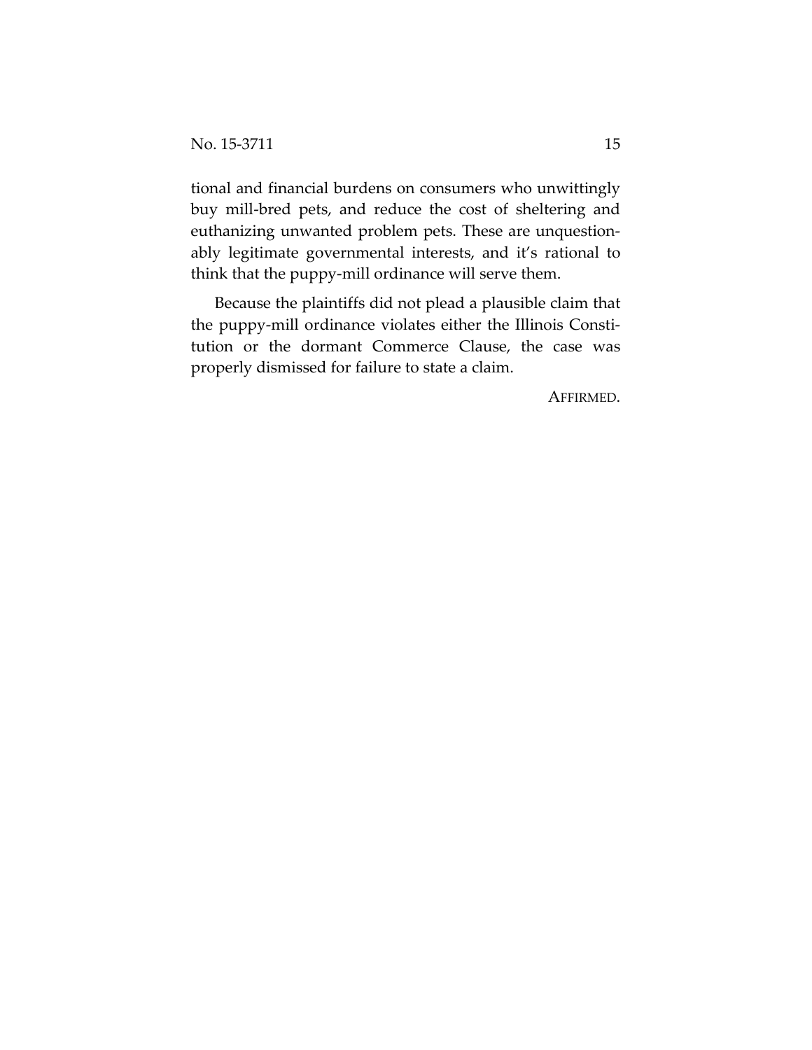tional and financial burdens on consumers who unwittingly buy mill-bred pets, and reduce the cost of sheltering and euthanizing unwanted problem pets. These are unquestionably legitimate governmental interests, and it's rational to think that the puppy-mill ordinance will serve them.

Because the plaintiffs did not plead a plausible claim that the puppy-mill ordinance violates either the Illinois Constitution or the dormant Commerce Clause, the case was properly dismissed for failure to state a claim.

AFFIRMED.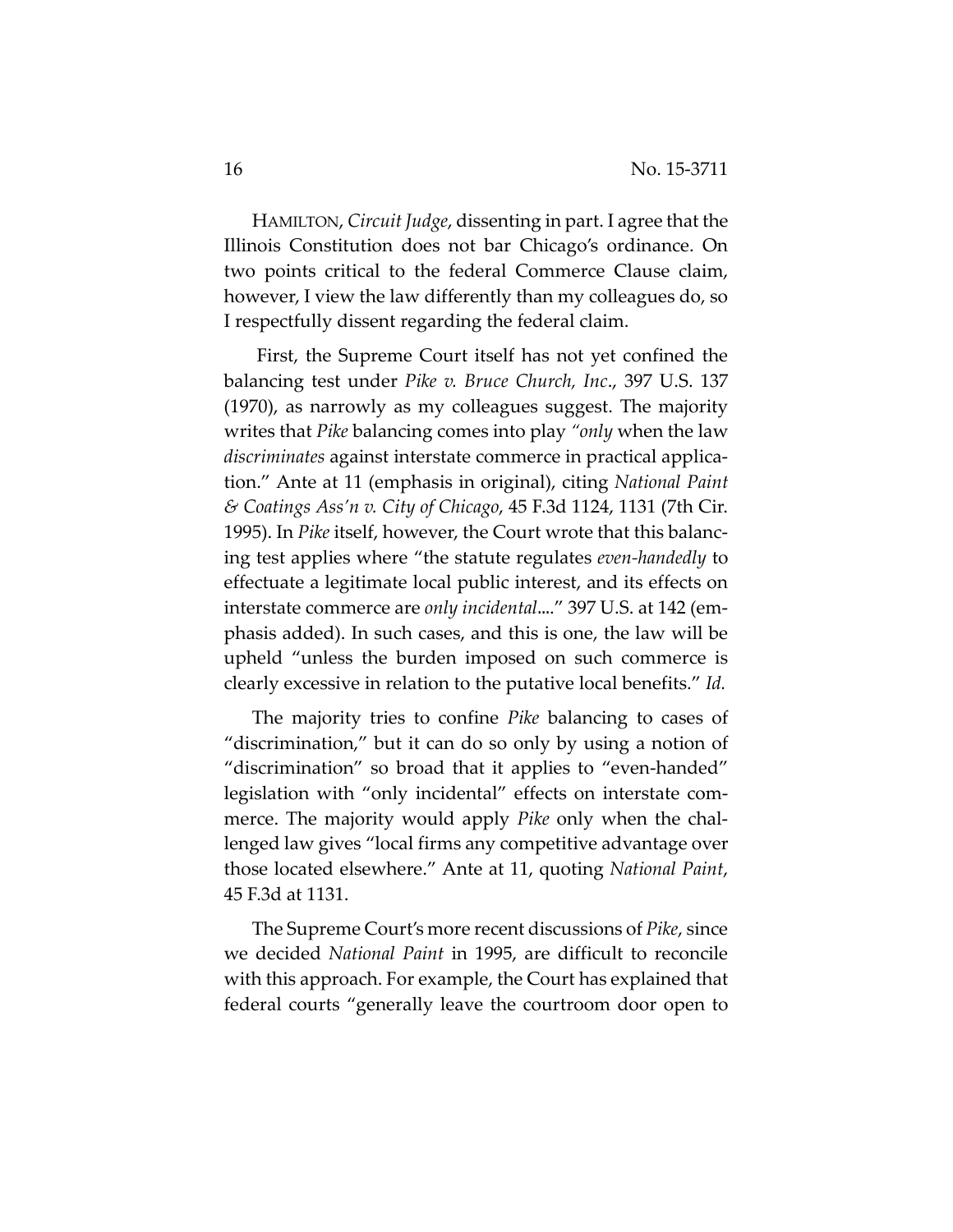HAMILTON, *Circuit Judge*, dissenting in part. I agree that the Illinois Constitution does not bar Chicago's ordinance. On two points critical to the federal Commerce Clause claim, however, I view the law differently than my colleagues do, so I respectfully dissent regarding the federal claim.

First, the Supreme Court itself has not yet confined the balancing test under *Pike v. Bruce Church, Inc*., 397 U.S. 137 (1970), as narrowly as my colleagues suggest. The majority writes that *Pike* balancing comes into play *"only* when the law *discriminates* against interstate commerce in practical application." Ante at 11 (emphasis in original), citing *National Paint & Coatings Ass'n v. City of Chicago*, 45 F.3d 1124, 1131 (7th Cir. 1995). In *Pike* itself, however, the Court wrote that this balancing test applies where "the statute regulates *even-handedly* to effectuate a legitimate local public interest, and its effects on interstate commerce are *only incidental*...." 397 U.S. at 142 (emphasis added). In such cases, and this is one, the law will be upheld "unless the burden imposed on such commerce is clearly excessive in relation to the putative local benefits." *Id.*

The majority tries to confine *Pike* balancing to cases of "discrimination," but it can do so only by using a notion of "discrimination" so broad that it applies to "even-handed" legislation with "only incidental" effects on interstate commerce. The majority would apply *Pike* only when the challenged law gives "local firms any competitive advantage over those located elsewhere." Ante at 11, quoting *National Paint*, 45 F.3d at 1131.

The Supreme Court's more recent discussions of *Pike*, since we decided *National Paint* in 1995, are difficult to reconcile with this approach. For example, the Court has explained that federal courts "generally leave the courtroom door open to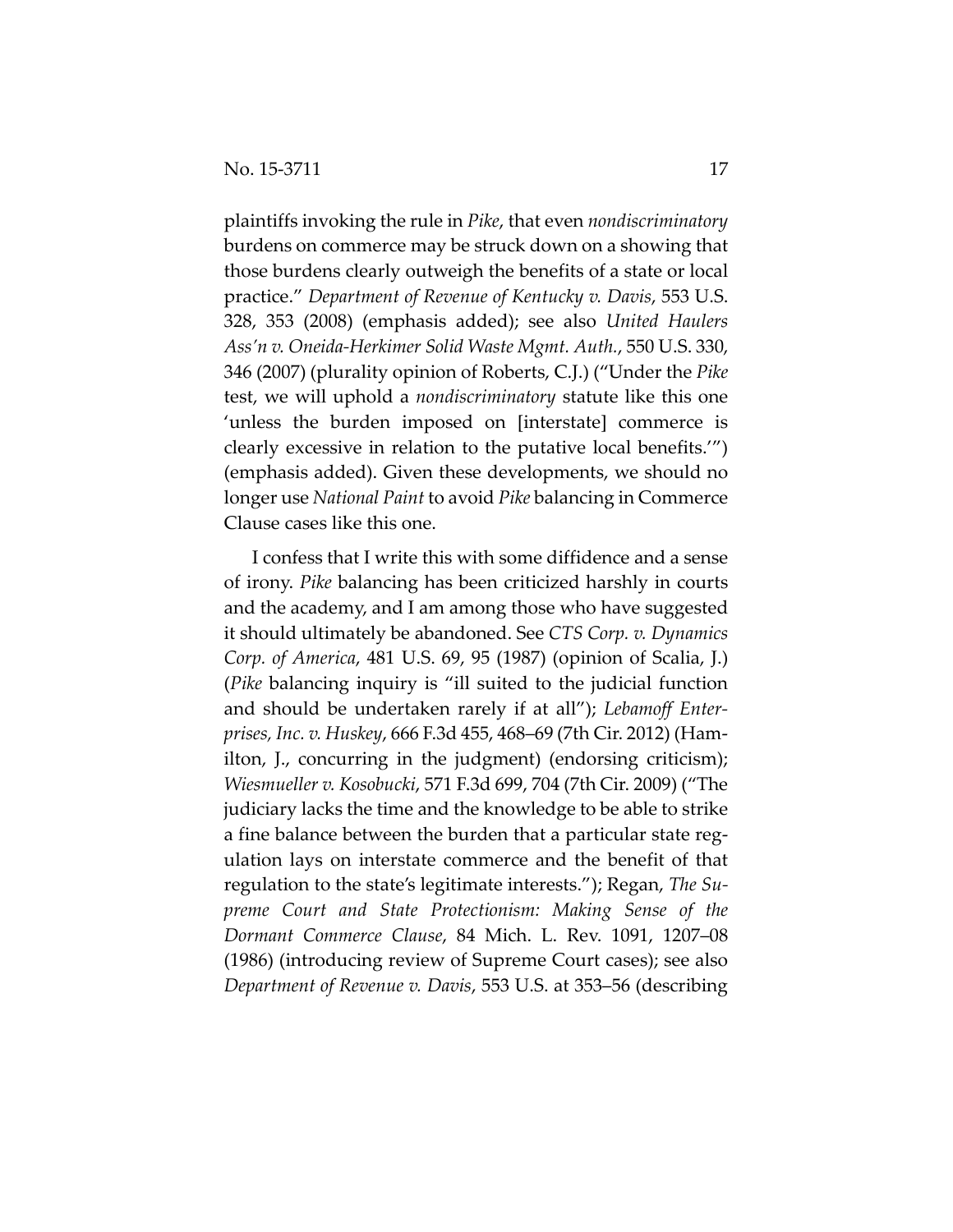plaintiffs invoking the rule in *Pike*, that even *nondiscriminatory* burdens on commerce may be struck down on a showing that those burdens clearly outweigh the benefits of a state or local practice." *Department of Revenue of Kentucky v. Davis*, 553 U.S. 328, 353 (2008) (emphasis added); see also *United Haulers Ass'n v. Oneida-Herkimer Solid Waste Mgmt. Auth.*, 550 U.S. 330, 346 (2007) (plurality opinion of Roberts, C.J.) ("Under the *Pike* test, we will uphold a *nondiscriminatory* statute like this one 'unless the burden imposed on [interstate] commerce is clearly excessive in relation to the putative local benefits.'") (emphasis added). Given these developments, we should no longer use *National Paint* to avoid *Pike* balancing in Commerce Clause cases like this one.

I confess that I write this with some diffidence and a sense of irony. *Pike* balancing has been criticized harshly in courts and the academy, and I am among those who have suggested it should ultimately be abandoned. See *CTS Corp. v. Dynamics Corp. of America*, 481 U.S. 69, 95 (1987) (opinion of Scalia, J.) (*Pike* balancing inquiry is "ill suited to the judicial function and should be undertaken rarely if at all"); *Lebamoff Enterprises, Inc. v. Huskey*, 666 F.3d 455, 468–69 (7th Cir. 2012) (Hamilton, J., concurring in the judgment) (endorsing criticism); *Wiesmueller v. Kosobucki*, 571 F.3d 699, 704 (7th Cir. 2009) ("The judiciary lacks the time and the knowledge to be able to strike a fine balance between the burden that a particular state regulation lays on interstate commerce and the benefit of that regulation to the state's legitimate interests."); Regan, *The Supreme Court and State Protectionism: Making Sense of the Dormant Commerce Clause*, 84 Mich. L. Rev. 1091, 1207–08 (1986) (introducing review of Supreme Court cases); see also *Department of Revenue v. Davis*, 553 U.S. at 353–56 (describing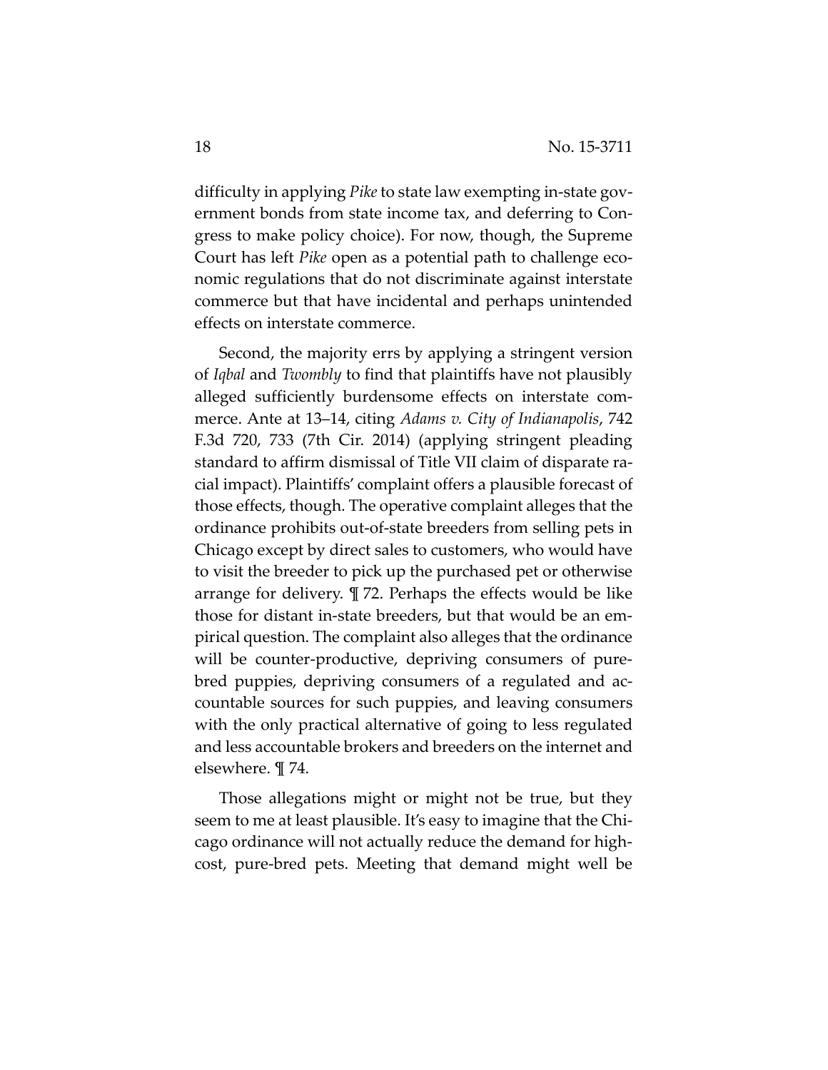difficulty in applying *Pike* to state law exempting in-state government bonds from state income tax, and deferring to Congress to make policy choice). For now, though, the Supreme Court has left *Pike* open as a potential path to challenge economic regulations that do not discriminate against interstate commerce but that have incidental and perhaps unintended effects on interstate commerce.

Second, the majority errs by applying a stringent version of *Iqbal* and *Twombly* to find that plaintiffs have not plausibly alleged sufficiently burdensome effects on interstate commerce. Ante at 13–14, citing *Adams v. City of Indianapolis*, 742 F.3d 720, 733 (7th Cir. 2014) (applying stringent pleading standard to affirm dismissal of Title VII claim of disparate racial impact). Plaintiffs' complaint offers a plausible forecast of those effects, though. The operative complaint alleges that the ordinance prohibits out-of-state breeders from selling pets in Chicago except by direct sales to customers, who would have to visit the breeder to pick up the purchased pet or otherwise arrange for delivery. ¶ 72. Perhaps the effects would be like those for distant in-state breeders, but that would be an empirical question. The complaint also alleges that the ordinance will be counter-productive, depriving consumers of pure-bred puppies, depriving consumers of a regulated and accountable sources for such puppies, and leaving consumers with the only practical alternative of going to less regulated and less accountable brokers and breeders on the internet and elsewhere. ¶ 74.

Those allegations might or might not be true, but they seem to me at least plausible. It's easy to imagine that the Chicago ordinance will not actually reduce the demand for high-cost, pure-bred pets. Meeting that demand might well be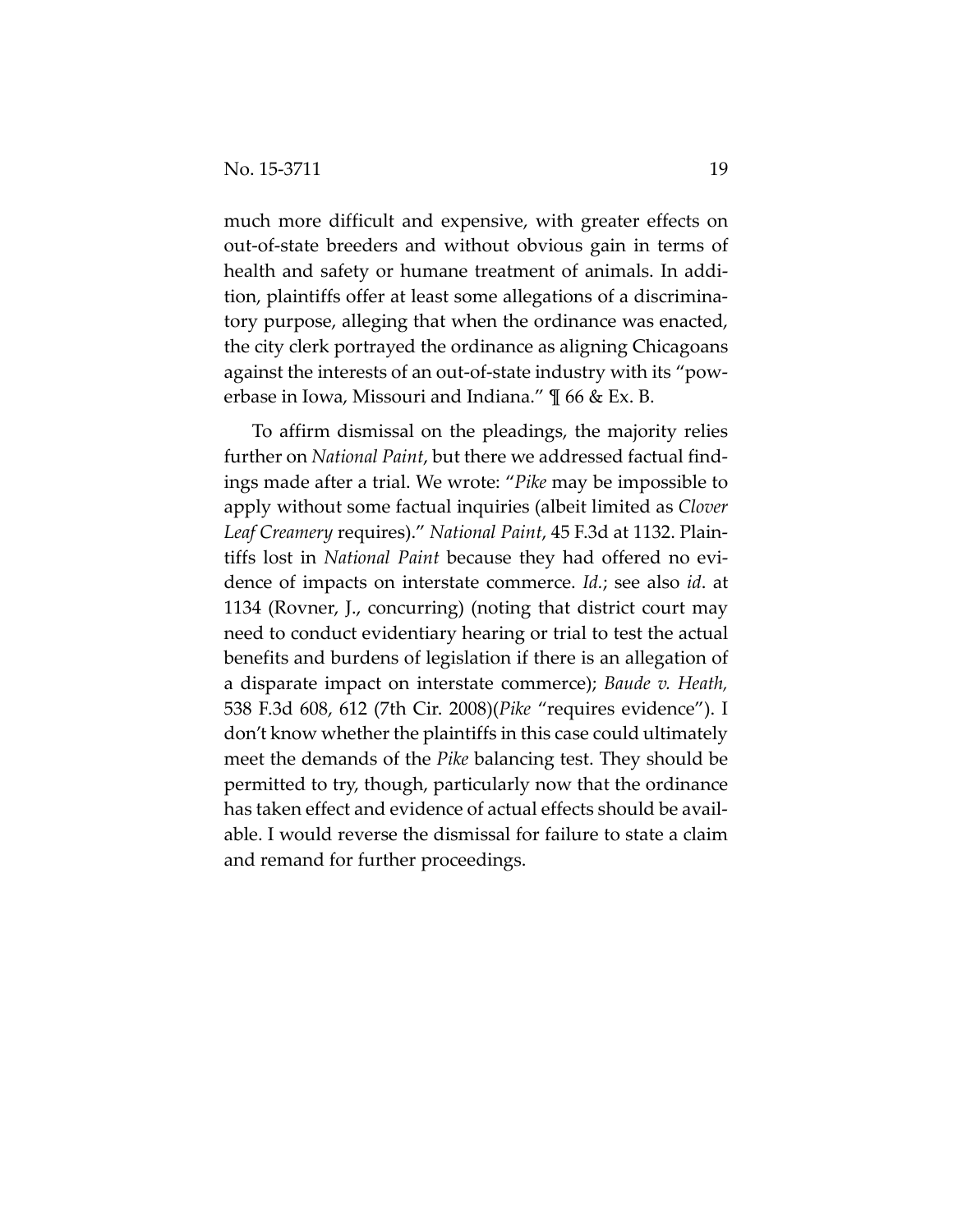much more difficult and expensive, with greater effects on out-of-state breeders and without obvious gain in terms of health and safety or humane treatment of animals. In addition, plaintiffs offer at least some allegations of a discriminatory purpose, alleging that when the ordinance was enacted, the city clerk portrayed the ordinance as aligning Chicagoans against the interests of an out-of-state industry with its "powerbase in Iowa, Missouri and Indiana." ¶ 66 & Ex. B.

To affirm dismissal on the pleadings, the majority relies further on *National Paint*, but there we addressed factual findings made after a trial. We wrote: "*Pike* may be impossible to apply without some factual inquiries (albeit limited as *Clover Leaf Creamery* requires)." *National Paint*, 45 F.3d at 1132. Plaintiffs lost in *National Paint* because they had offered no evidence of impacts on interstate commerce. *Id.*; see also *id*. at 1134 (Rovner, J., concurring) (noting that district court may need to conduct evidentiary hearing or trial to test the actual benefits and burdens of legislation if there is an allegation of a disparate impact on interstate commerce); *Baude v. Heath,* 538 F.3d 608, 612 (7th Cir. 2008)(*Pike* "requires evidence"). I don't know whether the plaintiffs in this case could ultimately meet the demands of the *Pike* balancing test. They should be permitted to try, though, particularly now that the ordinance has taken effect and evidence of actual effects should be available. I would reverse the dismissal for failure to state a claim and remand for further proceedings.